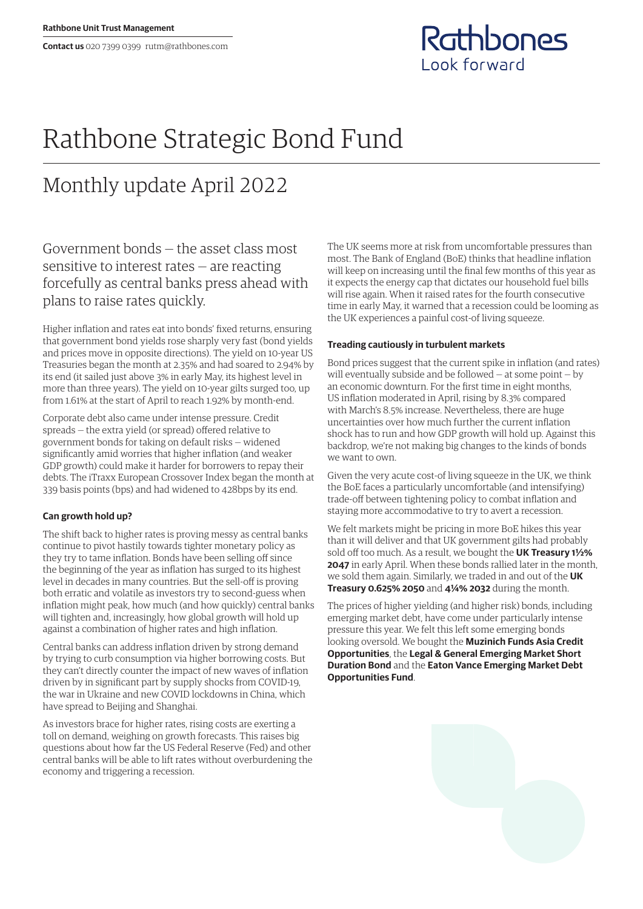Rathbone Unit Trust Management

**Contact us** 020 7399 0399 rutm@rathbones.com

# Rathbone Strategic Bond Fund

## Monthly update April 2022

Government bonds — the asset class most sensitive to interest rates — are reacting forcefully as central banks press ahead with plans to raise rates quickly.

Higher inflation and rates eat into bonds' fixed returns, ensuring that government bond yields rose sharply very fast (bond yields and prices move in opposite directions). The yield on 10-year US Treasuries began the month at 2.35% and had soared to 2.94% by its end (it sailed just above 3% in early May, its highest level in more than three years). The yield on 10-year gilts surged too, up from 1.61% at the start of April to reach 1.92% by month-end.

Corporate debt also came under intense pressure. Credit spreads — the extra yield (or spread) offered relative to government bonds for taking on default risks — widened significantly amid worries that higher inflation (and weaker GDP growth) could make it harder for borrowers to repay their debts. The iTraxx European Crossover Index began the month at 339 basis points (bps) and had widened to 428bps by its end.

### Can growth hold up?

The shift back to higher rates is proving messy as central banks continue to pivot hastily towards tighter monetary policy as they try to tame inflation. Bonds have been selling off since the beginning of the year as inflation has surged to its highest level in decades in many countries. But the sell-off is proving both erratic and volatile as investors try to second-guess when inflation might peak, how much (and how quickly) central banks will tighten and, increasingly, how global growth will hold up against a combination of higher rates and high inflation.

Central banks can address inflation driven by strong demand by trying to curb consumption via higher borrowing costs. But they can't directly counter the impact of new waves of inflation driven by in significant part by supply shocks from COVID-19, the war in Ukraine and new COVID lockdowns in China, which have spread to Beijing and Shanghai.

As investors brace for higher rates, rising costs are exerting a toll on demand, weighing on growth forecasts. This raises big questions about how far the US Federal Reserve (Fed) and other central banks will be able to lift rates without overburdening the economy and triggering a recession.

The UK seems more at risk from uncomfortable pressures than most. The Bank of England (BoE) thinks that headline inflation will keep on increasing until the final few months of this year as it expects the energy cap that dictates our household fuel bills will rise again. When it raised rates for the fourth consecutive time in early May, it warned that a recession could be looming as the UK experiences a painful cost-of living squeeze.

### Treading cautiously in turbulent markets

Bond prices suggest that the current spike in inflation (and rates) will eventually subside and be followed — at some point — by an economic downturn. For the first time in eight months, US inflation moderated in April, rising by 8.3% compared with March's 8.5% increase. Nevertheless, there are huge uncertainties over how much further the current inflation shock has to run and how GDP growth will hold up. Against this backdrop, we're not making big changes to the kinds of bonds we want to own.

Given the very acute cost-of living squeeze in the UK, we think the BoE faces a particularly uncomfortable (and intensifying) trade-off between tightening policy to combat inflation and staying more accommodative to try to avert a recession.

We felt markets might be pricing in more BoE hikes this year than it will deliver and that UK government gilts had probably sold off too much. As a result, we bought the **UK Treasury 1½% 2047** in early April. When these bonds rallied later in the month, we sold them again. Similarly, we traded in and out of the **UK Treasury 0.625% 2050** and **4¼% 2032** during the month.

The prices of higher yielding (and higher risk) bonds, including emerging market debt, have come under particularly intense pressure this year. We felt this left some emerging bonds looking oversold. We bought the **Muzinich Funds Asia Credit Opportunities**, the **Legal & General Emerging Market Short Duration Bond** and the **Eaton Vance Emerging Market Debt Opportunities Fund**.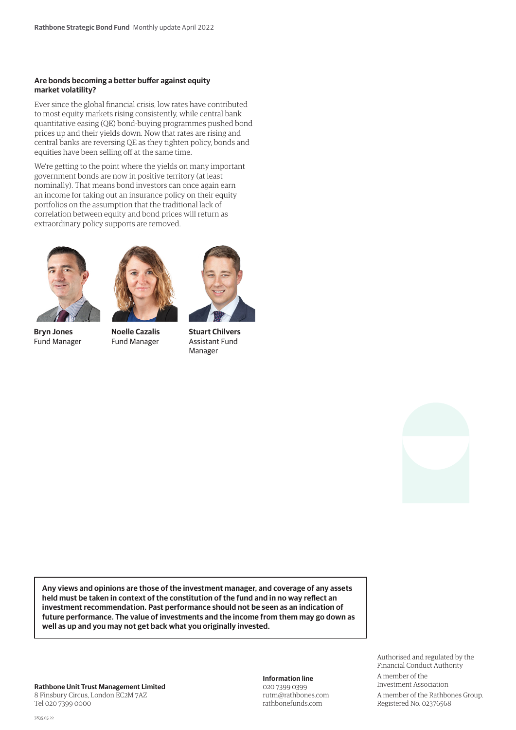### Are bonds becoming a better buffer against equity market volatility?

Ever since the global financial crisis, low rates have contributed to most equity markets rising consistently, while central bank quantitative easing (QE) bond-buying programmes pushed bond prices up and their yields down. Now that rates are rising and central banks are reversing QE as they tighten policy, bonds and equities have been selling off at the same time.

We're getting to the point where the yields on many important government bonds are now in positive territory (at least nominally). That means bond investors can once again earn an income for taking out an insurance policy on their equity portfolios on the assumption that the traditional lack of correlation between equity and bond prices will return as extraordinary policy supports are removed.

**Bryn Jones**
Fund Manager

**Noelle Cazalis**
Fund Manager

**Stuart Chilvers**
Assistant Fund Manager

**Any views and opinions are those of the investment manager, and coverage of any assets held must be taken in context of the constitution of the fund and in no way reflect an investment recommendation. Past performance should not be seen as an indication of future performance. The value of investments and the income from them may go down as well as up and you may not get back what you originally invested.**

**Rathbone Unit Trust Management Limited**
8 Finsbury Circus, London EC2M 7AZ
Tel 020 7399 0000

**Information line**
020 7399 0399
rutm@rathbones.com
rathbonefunds.com

Authorised and regulated by the Financial Conduct Authority

A member of the Investment Association

A member of the Rathbones Group. Registered No. 02376568

7835.05.22